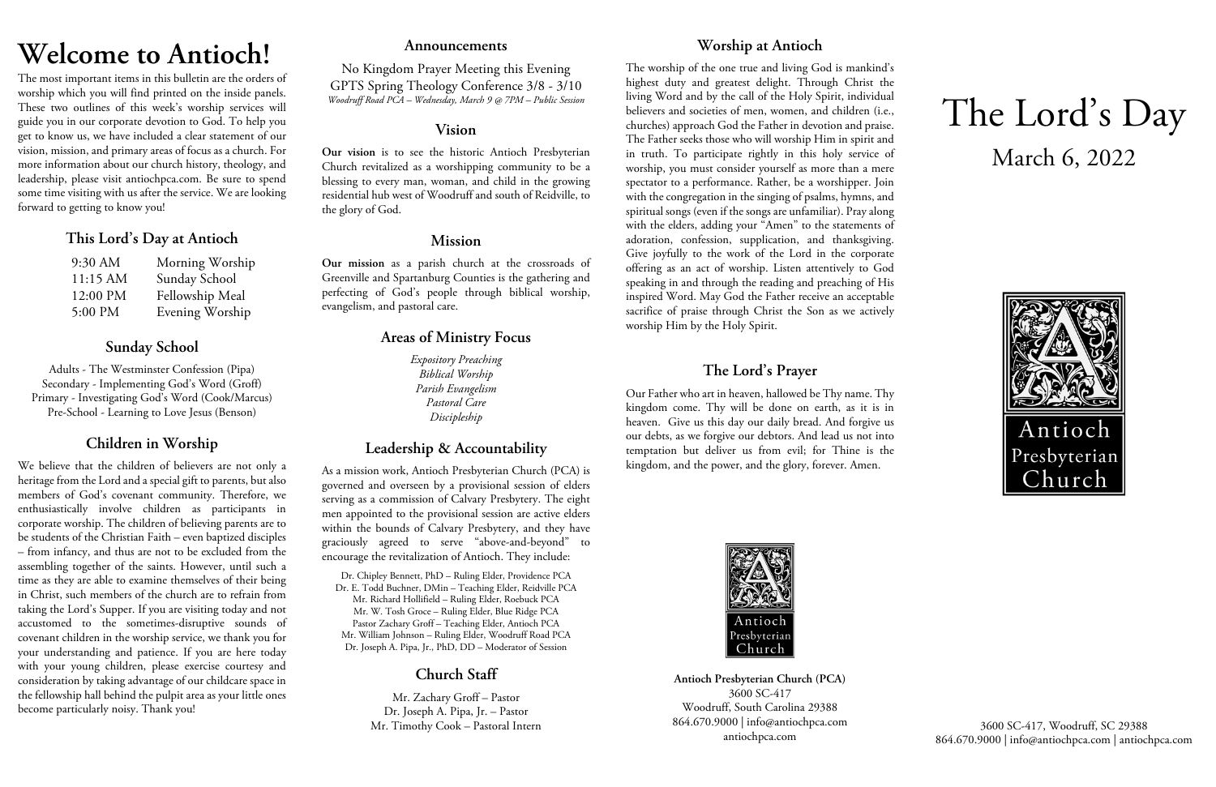# Welcome to Antioch!

The most important items in this bulletin are the orders of worship which you will find printed on the inside panels. These two outlines of this week's worship services will guide you in our corporate devotion to God. To help you get to know us, we have included a clear statement of our vision, mission, and primary areas of focus as a church. For more information about our church history, theology, and leadership, please visit antiochpca.com. Be sure to spend some time visiting with us after the service. We are looking forward to getting to know you!

## This Lord's Day at Antioch

| | |
|---|---|
| 9:30 AM | Morning Worship |
| 11:15 AM | Sunday School |
| 12:00 PM | Fellowship Meal |
| 5:00 PM | Evening Worship |

## Sunday School

Adults - The Westminster Confession (Pipa)
Secondary - Implementing God's Word (Groff)
Primary - Investigating God's Word (Cook/Marcus)
Pre-School - Learning to Love Jesus (Benson)

## Children in Worship

We believe that the children of believers are not only a heritage from the Lord and a special gift to parents, but also members of God's covenant community. Therefore, we enthusiastically involve children as participants in corporate worship. The children of believing parents are to be students of the Christian Faith – even baptized disciples – from infancy, and thus are not to be excluded from the assembling together of the saints. However, until such a time as they are able to examine themselves of their being in Christ, such members of the church are to refrain from taking the Lord's Supper. If you are visiting today and not accustomed to the sometimes-disruptive sounds of covenant children in the worship service, we thank you for your understanding and patience. If you are here today with your young children, please exercise courtesy and consideration by taking advantage of our childcare space in the fellowship hall behind the pulpit area as your little ones become particularly noisy. Thank you!

## Announcements

No Kingdom Prayer Meeting this Evening
GPTS Spring Theology Conference 3/8 - 3/10
*Woodruff Road PCA – Wednesday, March 9 @ 7PM – Public Session*

## Vision

**Our vision** is to see the historic Antioch Presbyterian Church revitalized as a worshipping community to be a blessing to every man, woman, and child in the growing residential hub west of Woodruff and south of Reidville, to the glory of God.

## Mission

**Our mission** as a parish church at the crossroads of Greenville and Spartanburg Counties is the gathering and perfecting of God's people through biblical worship, evangelism, and pastoral care.

## Areas of Ministry Focus

*Expository Preaching*
*Biblical Worship*
*Parish Evangelism*
*Pastoral Care*
*Discipleship*

## Leadership & Accountability

As a mission work, Antioch Presbyterian Church (PCA) is governed and overseen by a provisional session of elders serving as a commission of Calvary Presbytery. The eight men appointed to the provisional session are active elders within the bounds of Calvary Presbytery, and they have graciously agreed to serve "above-and-beyond" to encourage the revitalization of Antioch. They include:

Dr. Chipley Bennett, PhD – Ruling Elder, Providence PCA
Dr. E. Todd Buchner, DMin – Teaching Elder, Reidville PCA
Mr. Richard Hollifield – Ruling Elder, Roebuck PCA
Mr. W. Tosh Groce – Ruling Elder, Blue Ridge PCA
Pastor Zachary Groff – Teaching Elder, Antioch PCA
Mr. William Johnson – Ruling Elder, Woodruff Road PCA
Dr. Joseph A. Pipa, Jr., PhD, DD – Moderator of Session

## Church Staff

Mr. Zachary Groff – Pastor
Dr. Joseph A. Pipa, Jr. – Pastor
Mr. Timothy Cook – Pastoral Intern

## Worship at Antioch

The worship of the one true and living God is mankind's highest duty and greatest delight. Through Christ the living Word and by the call of the Holy Spirit, individual believers and societies of men, women, and children (i.e., churches) approach God the Father in devotion and praise. The Father seeks those who will worship Him in spirit and in truth. To participate rightly in this holy service of worship, you must consider yourself as more than a mere spectator to a performance. Rather, be a worshipper. Join with the congregation in the singing of psalms, hymns, and spiritual songs (even if the songs are unfamiliar). Pray along with the elders, adding your "Amen" to the statements of adoration, confession, supplication, and thanksgiving. Give joyfully to the work of the Lord in the corporate offering as an act of worship. Listen attentively to God speaking in and through the reading and preaching of His inspired Word. May God the Father receive an acceptable sacrifice of praise through Christ the Son as we actively worship Him by the Holy Spirit.

## The Lord's Prayer

Our Father who art in heaven, hallowed be Thy name. Thy kingdom come. Thy will be done on earth, as it is in heaven. Give us this day our daily bread. And forgive us our debts, as we forgive our debtors. And lead us not into temptation but deliver us from evil; for Thine is the kingdom, and the power, and the glory, forever. Amen.

Antioch Presbyterian Church

**Antioch Presbyterian Church (PCA)**
3600 SC-417
Woodruff, South Carolina 29388
864.670.9000 | info@antiochpca.com
antiochpca.com

# The Lord's Day

March 6, 2022

Antioch Presbyterian Church

3600 SC-417, Woodruff, SC 29388
864.670.9000 | info@antiochpca.com | antiochpca.com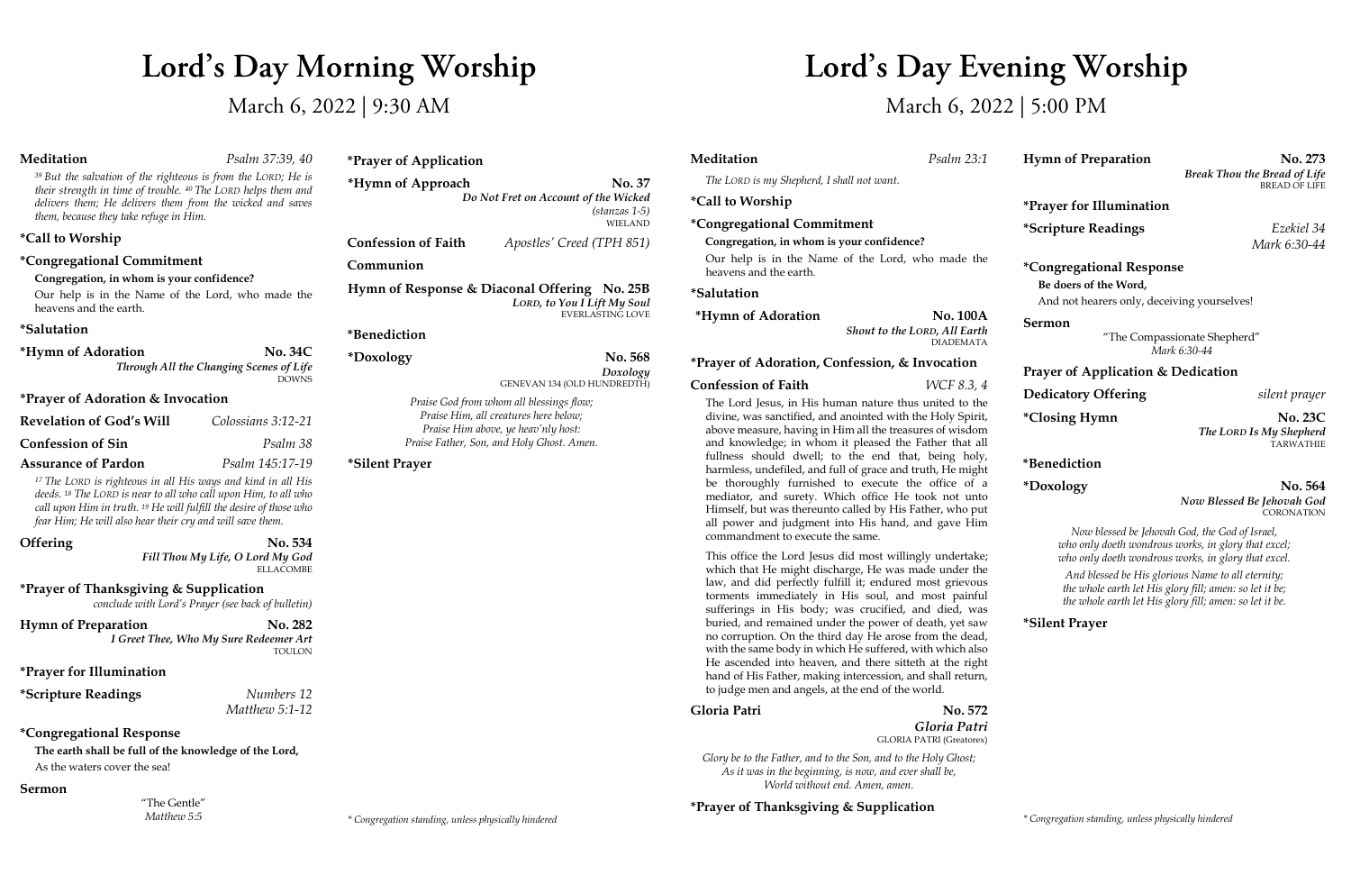# Lord's Day Morning Worship

March 6, 2022 | 9:30 AM

**Meditation** *Psalm 37:39, 40*

*[39] But the salvation of the righteous is from the LORD; He is their strength in time of trouble. [40] The LORD helps them and delivers them; He delivers them from the wicked and saves them, because they take refuge in Him.*

**\*Call to Worship**

**\*Congregational Commitment**

**Congregation, in whom is your confidence?**

Our help is in the Name of the Lord, who made the heavens and the earth.

**\*Salutation**

**\*Hymn of Adoration** **No. 34C**
***Through All the Changing Scenes of Life***
DOWNS

**\*Prayer of Adoration & Invocation**

**Revelation of God's Will** *Colossians 3:12-21*

**Confession of Sin** *Psalm 38*

**Assurance of Pardon** *Psalm 145:17-19*

*[17] The LORD is righteous in all His ways and kind in all His deeds. [18] The LORD is near to all who call upon Him, to all who call upon Him in truth. [19] He will fulfill the desire of those who fear Him; He will also hear their cry and will save them.*

**Offering** **No. 534**
***Fill Thou My Life, O Lord My God***
ELLACOMBE

**\*Prayer of Thanksgiving & Supplication**
*conclude with Lord's Prayer (see back of bulletin)*

**Hymn of Preparation** **No. 282**
***I Greet Thee, Who My Sure Redeemer Art***
TOULON

**\*Prayer for Illumination**

**\*Scripture Readings** *Numbers 12*
*Matthew 5:1-12*

**\*Congregational Response**

**The earth shall be full of the knowledge of the Lord,**

As the waters cover the sea!

**Sermon**

"The Gentle"
*Matthew 5:5*

**\*Prayer of Application**

**\*Hymn of Approach** **No. 37**
***Do Not Fret on Account of the Wicked***
*(stanzas 1-5)*
WIELAND

**Confession of Faith** *Apostles' Creed (TPH 851)*

**Communion**

**Hymn of Response & Diaconal Offering** **No. 25B**
***LORD, to You I Lift My Soul***
EVERLASTING LOVE

**\*Benediction**

**\*Doxology** **No. 568**
***Doxology***
GENEVAN 134 (OLD HUNDREDTH)

*Praise God from whom all blessings flow;*
*Praise Him, all creatures here below;*
*Praise Him above, ye heav'nly host:*
*Praise Father, Son, and Holy Ghost. Amen.*

**\*Silent Prayer**

*\* Congregation standing, unless physically hindered*

# Lord's Day Evening Worship

March 6, 2022 | 5:00 PM

**Meditation** *Psalm 23:1*

*The LORD is my Shepherd, I shall not want.*

**\*Call to Worship**

**\*Congregational Commitment**

**Congregation, in whom is your confidence?**

Our help is in the Name of the Lord, who made the heavens and the earth.

**\*Salutation**

**\*Hymn of Adoration** **No. 100A**
***Shout to the LORD, All Earth***
DIADEMATA

**\*Prayer of Adoration, Confession, & Invocation**

**Confession of Faith** *WCF 8.3, 4*

The Lord Jesus, in His human nature thus united to the divine, was sanctified, and anointed with the Holy Spirit, above measure, having in Him all the treasures of wisdom and knowledge; in whom it pleased the Father that all fullness should dwell; to the end that, being holy, harmless, undefiled, and full of grace and truth, He might be thoroughly furnished to execute the office of a mediator, and surety. Which office He took not unto Himself, but was thereunto called by His Father, who put all power and judgment into His hand, and gave Him commandment to execute the same.

This office the Lord Jesus did most willingly undertake; which that He might discharge, He was made under the law, and did perfectly fulfill it; endured most grievous torments immediately in His soul, and most painful sufferings in His body; was crucified, and died, was buried, and remained under the power of death, yet saw no corruption. On the third day He arose from the dead, with the same body in which He suffered, with which also He ascended into heaven, and there sitteth at the right hand of His Father, making intercession, and shall return, to judge men and angels, at the end of the world.

**Gloria Patri** **No. 572**
***Gloria Patri***
GLORIA PATRI (Greatorex)

*Glory be to the Father, and to the Son, and to the Holy Ghost;*
*As it was in the beginning, is now, and ever shall be,*
*World without end. Amen, amen.*

**\*Prayer of Thanksgiving & Supplication**

**Hymn of Preparation** **No. 273**
***Break Thou the Bread of Life***
BREAD OF LIFE

**\*Prayer for Illumination**

**\*Scripture Readings** *Ezekiel 34*
*Mark 6:30-44*

**\*Congregational Response**

**Be doers of the Word,**

And not hearers only, deceiving yourselves!

**Sermon**

"The Compassionate Shepherd"
*Mark 6:30-44*

**Prayer of Application & Dedication**

**Dedicatory Offering** *silent prayer*

**\*Closing Hymn** **No. 23C**
***The LORD Is My Shepherd***
TARWATHIE

**\*Benediction**

**\*Doxology** **No. 564**
***Now Blessed Be Jehovah God***
CORONATION

*Now blessed be Jehovah God, the God of Israel,*
*who only doeth wondrous works, in glory that excel;*
*who only doeth wondrous works, in glory that excel.*

*And blessed be His glorious Name to all eternity;*
*the whole earth let His glory fill; amen: so let it be;*
*the whole earth let His glory fill; amen: so let it be.*

**\*Silent Prayer**

*\* Congregation standing, unless physically hindered*